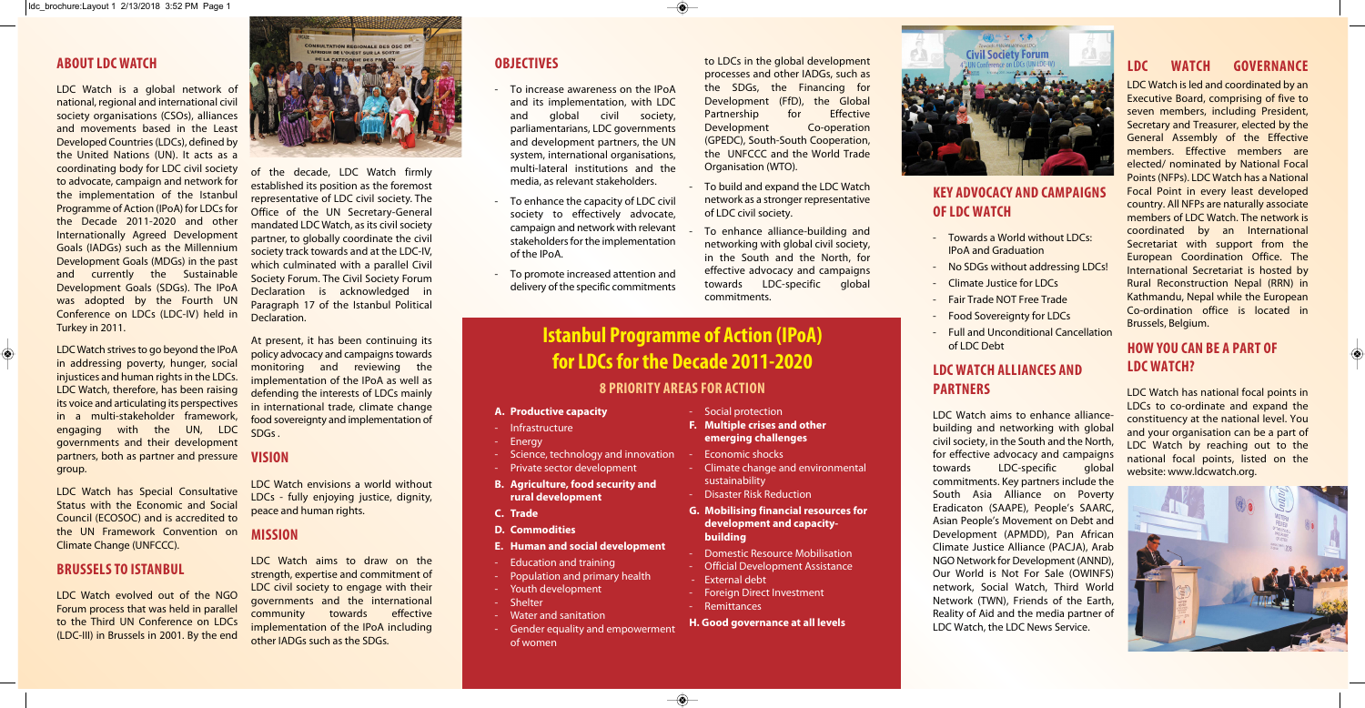## ABOUT LDC WATCH

LDC Watch is a global network of national, regional and international civil society organisations (CSOs), alliances and movements based in the Least Developed Countries (LDCs), defined by the United Nations (UN). It acts as a coordinating body for LDC civil society to advocate, campaign and network for the implementation of the Istanbul Programme of Action (IPoA) for LDCs for the Decade 2011-2020 and other Internationally Agreed Development Goals (IADGs) such as the Millennium Development Goals (MDGs) in the past and currently the Sustainable Development Goals (SDGs). The IPoA was adopted by the Fourth UN Conference on LDCs (LDC-IV) held in Turkey in 2011.

LDC Watch strives to go beyond the IPoA in addressing poverty, hunger, social injustices and human rights in the LDCs. LDC Watch, therefore, has been raising its voice and articulating its perspectives in a multi-stakeholder framework, engaging with the UN, LDC governments and their development partners, both as partner and pressure group.

LDC Watch has Special Consultative Status with the Economic and Social Council (ECOSOC) and is accredited to the UN Framework Convention on Climate Change (UNFCCC).

## BRUSSELS TO ISTANBUL

LDC Watch evolved out of the NGO Forum process that was held in parallel to the Third UN Conference on LDCs (LDC-III) in Brussels in 2001. By the end of the decade, LDC Watch firmly established its position as the foremost representative of LDC civil society. The Office of the UN Secretary-General mandated LDC Watch, as its civil society partner, to globally coordinate the civil society track towards and at the LDC-IV, which culminated with a parallel Civil Society Forum. The Civil Society Forum Declaration is acknowledged in Paragraph 17 of the Istanbul Political Declaration.

At present, it has been continuing its policy advocacy and campaigns towards monitoring and reviewing the implementation of the IPoA as well as defending the interests of LDCs mainly in international trade, climate change food sovereignty and implementation of SDGs .

## VISION

LDC Watch envisions a world without LDCs - fully enjoying justice, dignity, peace and human rights.

## MISSION

LDC Watch aims to draw on the strength, expertise and commitment of LDC civil society to engage with their governments and the international community towards effective implementation of the IPoA including other IADGs such as the SDGs.

## OBJECTIVES

- To increase awareness on the IPoA and its implementation, with LDC and global civil society, parliamentarians, LDC governments and development partners, the UN system, international organisations, multi-lateral institutions and the media, as relevant stakeholders.
- To enhance the capacity of LDC civil society to effectively advocate, campaign and network with relevant stakeholders for the implementation of the IPoA.
- To promote increased attention and delivery of the specific commitments to LDCs in the global development processes and other IADGs, such as the SDGs, the Financing for Development (FfD), the Global Partnership for Effective Development Co-operation (GPEDC), South-South Cooperation, the UNFCCC and the World Trade Organisation (WTO).
- To build and expand the LDC Watch network as a stronger representative of LDC civil society.
- To enhance alliance-building and networking with global civil society, in the South and the North, for effective advocacy and campaigns towards LDC-specific global commitments.

# Istanbul Programme of Action (IPoA) for LDCs for the Decade 2011-2020

## 8 PRIORITY AREAS FOR ACTION

**A. Productive capacity**
- Infrastructure
- Energy
- Science, technology and innovation
- Private sector development

**B. Agriculture, food security and rural development**

**C. Trade**

**D. Commodities**

**E. Human and social development**
- Education and training
- Population and primary health
- Youth development
- Shelter
- Water and sanitation
- Gender equality and empowerment of women
- Social protection

**F. Multiple crises and other emerging challenges**
- Economic shocks
- Climate change and environmental sustainability
- Disaster Risk Reduction

**G. Mobilising financial resources for development and capacity-building**
- Domestic Resource Mobilisation
- Official Development Assistance
- External debt
- Foreign Direct Investment
- Remittances

**H. Good governance at all levels**

## KEY ADVOCACY AND CAMPAIGNS OF LDC WATCH

- Towards a World without LDCs: IPoA and Graduation
- No SDGs without addressing LDCs!
- Climate Justice for LDCs
- Fair Trade NOT Free Trade
- Food Sovereignty for LDCs
- Full and Unconditional Cancellation of LDC Debt

## LDC WATCH ALLIANCES AND PARTNERS

LDC Watch aims to enhance alliance-building and networking with global civil society, in the South and the North, for effective advocacy and campaigns towards LDC-specific global commitments. Key partners include the South Asia Alliance on Poverty Eradicaton (SAAPE), People's SAARC, Asian People's Movement on Debt and Development (APMDD), Pan African Climate Justice Alliance (PACJA), Arab NGO Network for Development (ANND), Our World is Not For Sale (OWINFS) network, Social Watch, Third World Network (TWN), Friends of the Earth, Reality of Aid and the media partner of LDC Watch, the LDC News Service.

## LDC WATCH GOVERNANCE

LDC Watch is led and coordinated by an Executive Board, comprising of five to seven members, including President, Secretary and Treasurer, elected by the General Assembly of the Effective members. Effective members are elected/ nominated by National Focal Points (NFPs). LDC Watch has a National Focal Point in every least developed country. All NFPs are naturally associate members of LDC Watch. The network is coordinated by an International Secretariat with support from the European Coordination Office. The International Secretariat is hosted by Rural Reconstruction Nepal (RRN) in Kathmandu, Nepal while the European Co-ordination office is located in Brussels, Belgium.

## HOW YOU CAN BE A PART OF LDC WATCH?

LDC Watch has national focal points in LDCs to co-ordinate and expand the constituency at the national level. You and your organisation can be a part of LDC Watch by reaching out to the national focal points, listed on the website: www.ldcwatch.org.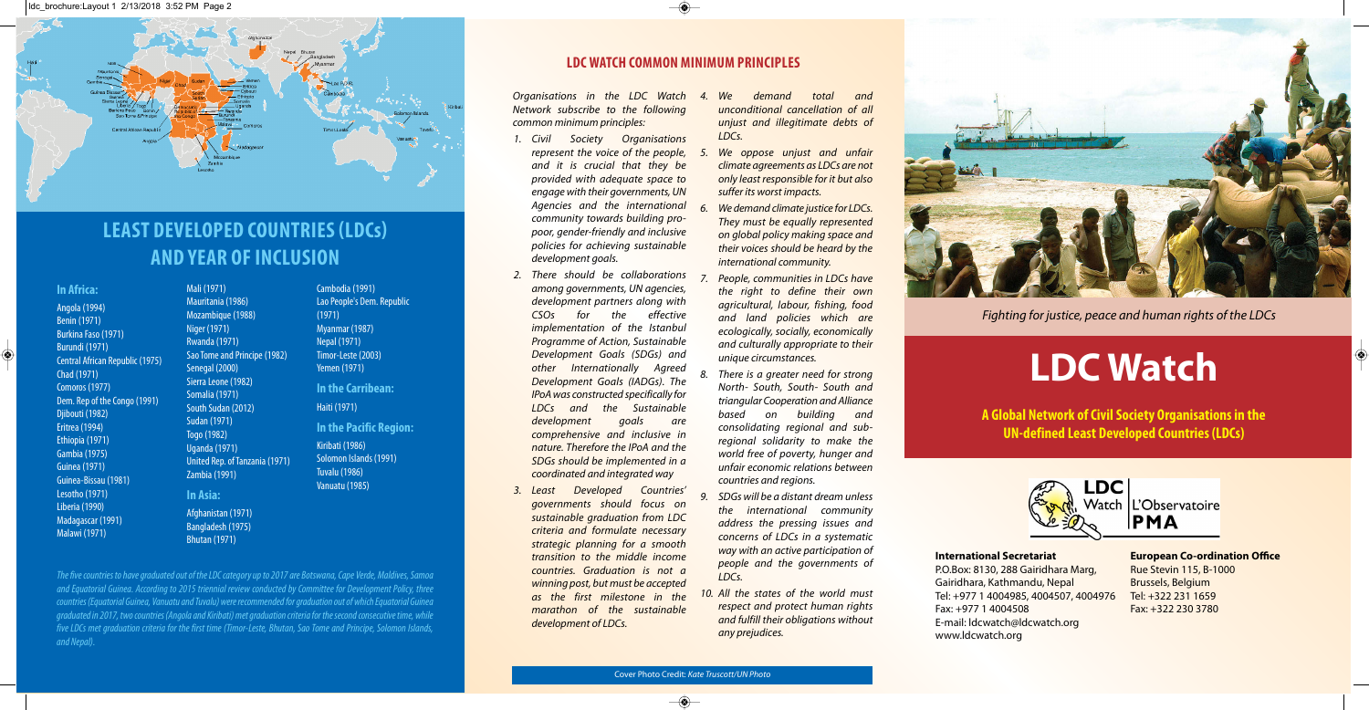# LEAST DEVELOPED COUNTRIES (LDCs) AND YEAR OF INCLUSION

### In Africa:

Angola (1994)
Benin (1971)
Burkina Faso (1971)
Burundi (1971)
Central African Republic (1975)
Chad (1971)
Comoros (1977)
Dem. Rep of the Congo (1991)
Djibouti (1982)
Eritrea (1994)
Ethiopia (1971)
Gambia (1975)
Guinea (1971)
Guinea-Bissau (1981)
Lesotho (1971)
Liberia (1990)
Madagascar (1991)
Malawi (1971)
Mali (1971)
Mauritania (1986)
Mozambique (1988)
Niger (1971)
Rwanda (1971)
Sao Tome and Principe (1982)
Senegal (2000)
Sierra Leone (1982)
Somalia (1971)
South Sudan (2012)
Sudan (1971)
Togo (1982)
Uganda (1971)
United Rep. of Tanzania (1971)
Zambia (1991)

### In Asia:

Afghanistan (1971)
Bangladesh (1975)
Bhutan (1971)
Cambodia (1991)
Lao People's Dem. Republic (1971)
Myanmar (1987)
Nepal (1971)
Timor-Leste (2003)
Yemen (1971)

### In the Carribean:

Haiti (1971)

### In the Pacific Region:

Kiribati (1986)
Solomon Islands (1991)
Tuvalu (1986)
Vanuatu (1985)

*The five countries to have graduated out of the LDC category up to 2017 are Botswana, Cape Verde, Maldives, Samoa and Equatorial Guinea. According to 2015 triennial review conducted by Committee for Development Policy, three countries (Equatorial Guinea, Vanuatu and Tuvalu) were recommended for graduation out of which Equatorial Guinea graduated in 2017, two countries (Angola and Kiribati) met graduation criteria for the second consecutive time, while five LDCs met graduation criteria for the first time (Timor-Leste, Bhutan, Sao Tome and Principe, Solomon Islands, and Nepal).*

## LDC WATCH COMMON MINIMUM PRINCIPLES

*Organisations in the LDC Watch Network subscribe to the following common minimum principles:*

1. *Civil Society Organisations represent the voice of the people, and it is crucial that they be provided with adequate space to engage with their governments, UN Agencies and the international community towards building pro-poor, gender-friendly and inclusive policies for achieving sustainable development goals.*
2. *There should be collaborations among governments, UN agencies, development partners along with CSOs for the effective implementation of the Istanbul Programme of Action, Sustainable Development Goals (SDGs) and other Internationally Agreed Development Goals (IADGs). The IPoA was constructed specifically for LDCs and the Sustainable development goals are comprehensive and inclusive in nature. Therefore the IPoA and the SDGs should be implemented in a coordinated and integrated way*
3. *Least Developed Countries' governments should focus on sustainable graduation from LDC criteria and formulate necessary strategic planning for a smooth transition to the middle income countries. Graduation is not a winning post, but must be accepted as the first milestone in the marathon of the sustainable development of LDCs.*
4. *We demand total and unconditional cancellation of all unjust and illegitimate debts of LDCs.*
5. *We oppose unjust and unfair climate agreements as LDCs are not only least responsible for it but also suffer its worst impacts.*
6. *We demand climate justice for LDCs. They must be equally represented on global policy making space and their voices should be heard by the international community.*
7. *People, communities in LDCs have the right to define their own agricultural, labour, fishing, food and land policies which are ecologically, socially, economically and culturally appropriate to their unique circumstances.*
8. *There is a greater need for strong North- South, South- South and triangular Cooperation and Alliance based on building and consolidating regional and sub-regional solidarity to make the world free of poverty, hunger and unfair economic relations between countries and regions.*
9. *SDGs will be a distant dream unless the international community address the pressing issues and concerns of LDCs in a systematic way with an active participation of people and the governments of LDCs.*
10. *All the states of the world must respect and protect human rights and fulfill their obligations without any prejudices.*

Cover Photo Credit: *Kate Truscott/UN Photo*

*Fighting for justice, peace and human rights of the LDCs*

# LDC Watch

**A Global Network of Civil Society Organisations in the UN-defined Least Developed Countries (LDCs)**

LDC Watch | L'Observatoire PMA

**International Secretariat**
P.O.Box: 8130, 288 Gairidhara Marg, Gairidhara, Kathmandu, Nepal
Tel: +977 1 4004985, 4004507, 4004976
Fax: +977 1 4004508
E-mail: ldcwatch@ldcwatch.org
www.ldcwatch.org

**European Co-ordination Office**
Rue Stevin 115, B-1000
Brussels, Belgium
Tel: +322 231 1659
Fax: +322 230 3780